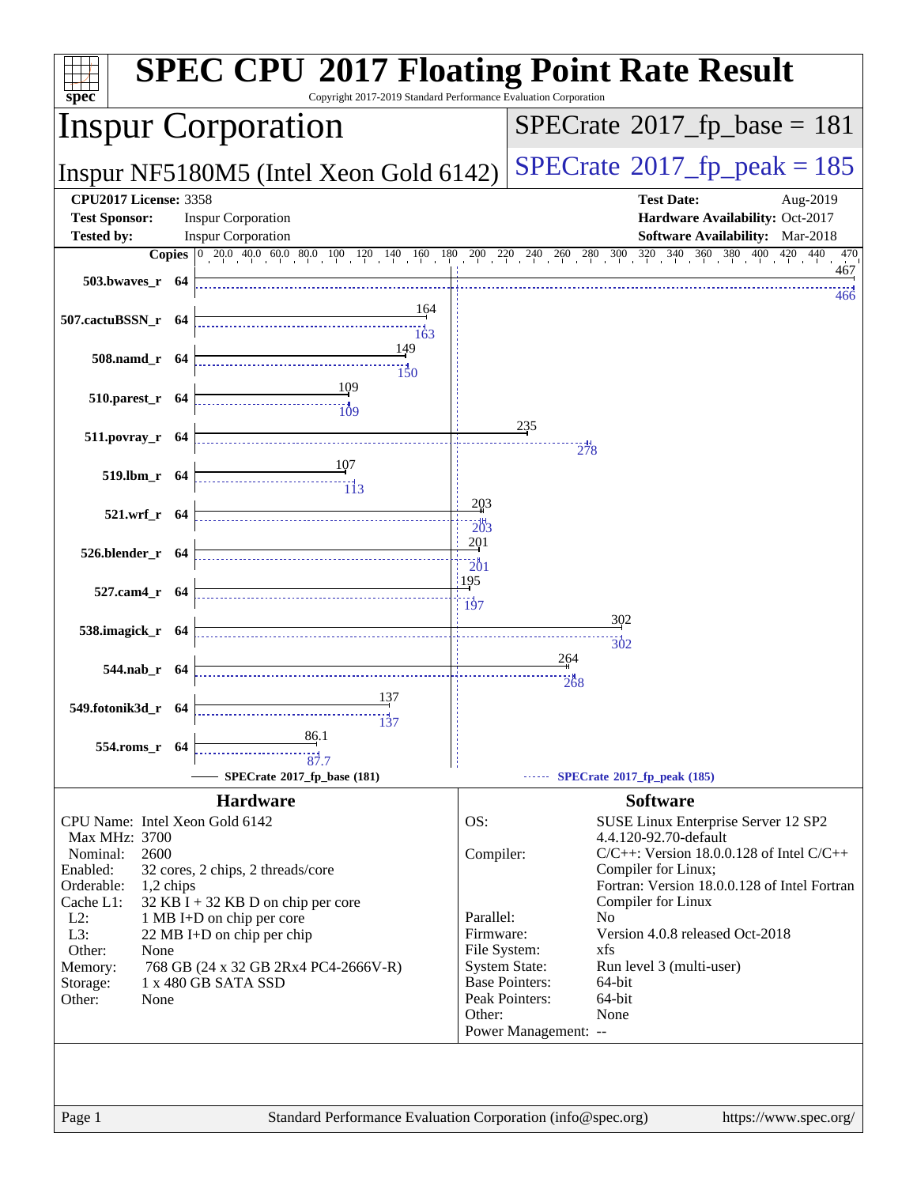# SPEC CPU 2017 Floating Point Rate Result

Copyright 2017-2019 Standard Performance Evaluation Corporation

## Inspur Corporation

Inspur NF5180M5 (Intel Xeon Gold 6142)

SPECrate 2017_fp_base = 181

SPECrate 2017_fp_peak = 185

**CPU2017 License:** 3358
**Test Sponsor:** Inspur Corporation
**Tested by:** Inspur Corporation

**Test Date:** Aug-2019
**Hardware Availability:** Oct-2017
**Software Availability:** Mar-2018

| Benchmark | Copies | Base | Peak |
|---|---|---|---|
| 503.bwaves_r | 64 | 467 | 466 |
| 507.cactuBSSN_r | 64 | 164 | 163 |
| 508.namd_r | 64 | 149 | 150 |
| 510.parest_r | 64 | 109 | 109 |
| 511.povray_r | 64 | 235 | 278 |
| 519.lbm_r | 64 | 107 | 113 |
| 521.wrf_r | 64 | 203 | 203 |
| 526.blender_r | 64 | 201 | 201 |
| 527.cam4_r | 64 | 195 | 197 |
| 538.imagick_r | 64 | 302 | 302 |
| 544.nab_r | 64 | 264 | 268 |
| 549.fotonik3d_r | 64 | 137 | 137 |
| 554.roms_r | 64 | 86.1 | 87.7 |

SPECrate 2017_fp_base (181) — SPECrate 2017_fp_peak (185)

## Hardware

| | |
|---|---|
| CPU Name: | Intel Xeon Gold 6142 |
| Max MHz: | 3700 |
| Nominal: | 2600 |
| Enabled: | 32 cores, 2 chips, 2 threads/core |
| Orderable: | 1,2 chips |
| Cache L1: | 32 KB I + 32 KB D on chip per core |
| L2: | 1 MB I+D on chip per core |
| L3: | 22 MB I+D on chip per chip |
| Other: | None |
| Memory: | 768 GB (24 x 32 GB 2Rx4 PC4-2666V-R) |
| Storage: | 1 x 480 GB SATA SSD |
| Other: | None |

## Software

| | |
|---|---|
| OS: | SUSE Linux Enterprise Server 12 SP2 4.4.120-92.70-default |
| Compiler: | C/C++: Version 18.0.0.128 of Intel C/C++ Compiler for Linux; Fortran: Version 18.0.0.128 of Intel Fortran Compiler for Linux |
| Parallel: | No |
| Firmware: | Version 4.0.8 released Oct-2018 |
| File System: | xfs |
| System State: | Run level 3 (multi-user) |
| Base Pointers: | 64-bit |
| Peak Pointers: | 64-bit |
| Other: | None |
| Power Management: | -- |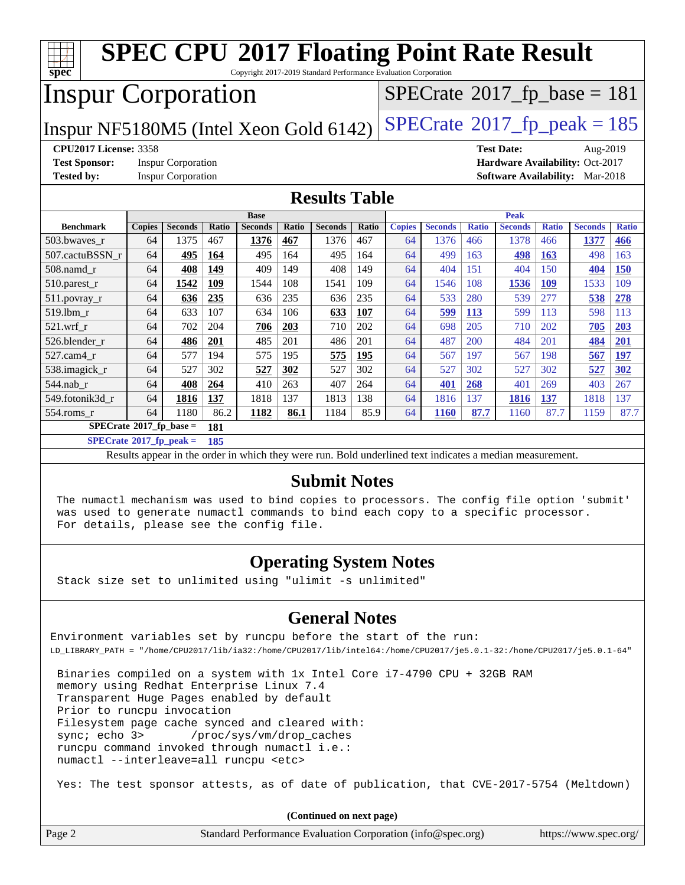# SPEC CPU 2017 Floating Point Rate Result

Copyright 2017-2019 Standard Performance Evaluation Corporation

## Inspur Corporation

Inspur NF5180M5 (Intel Xeon Gold 6142)

SPECrate 2017_fp_base = 181

SPECrate 2017_fp_peak = 185

**CPU2017 License:** 3358
**Test Sponsor:** Inspur Corporation
**Tested by:** Inspur Corporation

**Test Date:** Aug-2019
**Hardware Availability:** Oct-2017
**Software Availability:** Mar-2018

## Results Table

| Benchmark | Base | | | | | | | Peak | | | | | | |
|---|---|---|---|---|---|---|---|---|---|---|---|---|---|---|
| | Copies | Seconds | Ratio | Seconds | Ratio | Seconds | Ratio | Copies | Seconds | Ratio | Seconds | Ratio | Seconds | Ratio |
| 503.bwaves_r | 64 | 1375 | 467 | **1376** | **467** | 1376 | 467 | 64 | 1376 | 466 | 1378 | 466 | **1377** | **466** |
| 507.cactuBSSN_r | 64 | **495** | **164** | 495 | 164 | 495 | 164 | 64 | 499 | 163 | **498** | **163** | 498 | 163 |
| 508.namd_r | 64 | **408** | **149** | 409 | 149 | 408 | 149 | 64 | 404 | 151 | 404 | 150 | **404** | **150** |
| 510.parest_r | 64 | **1542** | **109** | 1544 | 108 | 1541 | 109 | 64 | 1546 | 108 | **1536** | **109** | 1533 | 109 |
| 511.povray_r | 64 | **636** | **235** | 636 | 235 | 636 | 235 | 64 | 533 | 280 | 539 | 277 | **538** | **278** |
| 519.lbm_r | 64 | 633 | 107 | 634 | 106 | **633** | **107** | 64 | **599** | **113** | 599 | 113 | 598 | 113 |
| 521.wrf_r | 64 | 702 | 204 | **706** | **203** | 710 | 202 | 64 | 698 | 205 | 710 | 202 | **705** | **203** |
| 526.blender_r | 64 | **486** | **201** | 485 | 201 | 486 | 201 | 64 | 487 | 200 | 484 | 201 | **484** | **201** |
| 527.cam4_r | 64 | 577 | 194 | 575 | 195 | **575** | **195** | 64 | 567 | 197 | 567 | 198 | **567** | **197** |
| 538.imagick_r | 64 | 527 | 302 | **527** | **302** | 527 | 302 | 64 | 527 | 302 | 527 | 302 | **527** | **302** |
| 544.nab_r | 64 | **408** | **264** | 410 | 263 | 407 | 264 | 64 | **401** | **268** | 401 | 269 | 403 | 267 |
| 549.fotonik3d_r | 64 | **1816** | **137** | 1818 | 137 | 1813 | 138 | 64 | 1816 | 137 | **1816** | **137** | 1818 | 137 |
| 554.roms_r | 64 | 1180 | 86.2 | **1182** | **86.1** | 1184 | 85.9 | 64 | **1160** | **87.7** | 1160 | 87.7 | 1159 | 87.7 |

**SPECrate 2017_fp_base = 181**

**SPECrate 2017_fp_peak = 185**

Results appear in the order in which they were run. Bold underlined text indicates a median measurement.

## Submit Notes

```
The numactl mechanism was used to bind copies to processors. The config file option 'submit'
was used to generate numactl commands to bind each copy to a specific processor.
For details, please see the config file.
```

## Operating System Notes

```
Stack size set to unlimited using "ulimit -s unlimited"
```

## General Notes

```
Environment variables set by runcpu before the start of the run:
LD_LIBRARY_PATH = "/home/CPU2017/lib/ia32:/home/CPU2017/lib/intel64:/home/CPU2017/je5.0.1-32:/home/CPU2017/je5.0.1-64"

 Binaries compiled on a system with 1x Intel Core i7-4790 CPU + 32GB RAM
 memory using Redhat Enterprise Linux 7.4
 Transparent Huge Pages enabled by default
 Prior to runcpu invocation
 Filesystem page cache synced and cleared with:
 sync; echo 3>       /proc/sys/vm/drop_caches
 runcpu command invoked through numactl i.e.:
 numactl --interleave=all runcpu <etc>

 Yes: The test sponsor attests, as of date of publication, that CVE-2017-5754 (Meltdown)
```

(Continued on next page)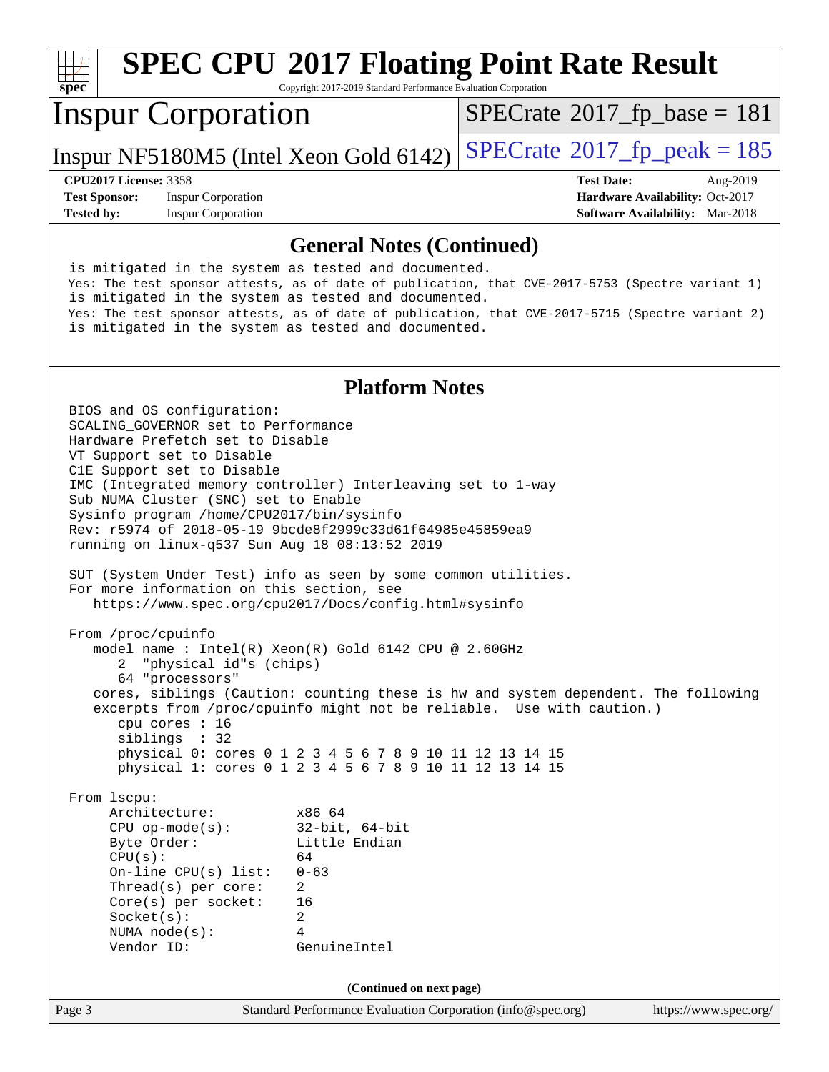## General Notes (Continued)

```
is mitigated in the system as tested and documented.
Yes: The test sponsor attests, as of date of publication, that CVE-2017-5753 (Spectre variant 1)
is mitigated in the system as tested and documented.
Yes: The test sponsor attests, as of date of publication, that CVE-2017-5715 (Spectre variant 2)
is mitigated in the system as tested and documented.
```

## Platform Notes

```
BIOS and OS configuration:
SCALING_GOVERNOR set to Performance
Hardware Prefetch set to Disable
VT Support set to Disable
C1E Support set to Disable
IMC (Integrated memory controller) Interleaving set to 1-way
Sub NUMA Cluster (SNC) set to Enable
Sysinfo program /home/CPU2017/bin/sysinfo
Rev: r5974 of 2018-05-19 9bcde8f2999c33d61f64985e45859ea9
running on linux-q537 Sun Aug 18 08:13:52 2019

SUT (System Under Test) info as seen by some common utilities.
For more information on this section, see
   https://www.spec.org/cpu2017/Docs/config.html#sysinfo

From /proc/cpuinfo
   model name : Intel(R) Xeon(R) Gold 6142 CPU @ 2.60GHz
      2  "physical id"s (chips)
      64 "processors"
   cores, siblings (Caution: counting these is hw and system dependent. The following
   excerpts from /proc/cpuinfo might not be reliable.  Use with caution.)
      cpu cores : 16
      siblings  : 32
      physical 0: cores 0 1 2 3 4 5 6 7 8 9 10 11 12 13 14 15
      physical 1: cores 0 1 2 3 4 5 6 7 8 9 10 11 12 13 14 15

From lscpu:
     Architecture:          x86_64
     CPU op-mode(s):        32-bit, 64-bit
     Byte Order:            Little Endian
     CPU(s):                64
     On-line CPU(s) list:   0-63
     Thread(s) per core:    2
     Core(s) per socket:    16
     Socket(s):             2
     NUMA node(s):          4
     Vendor ID:             GenuineIntel
```

**(Continued on next page)**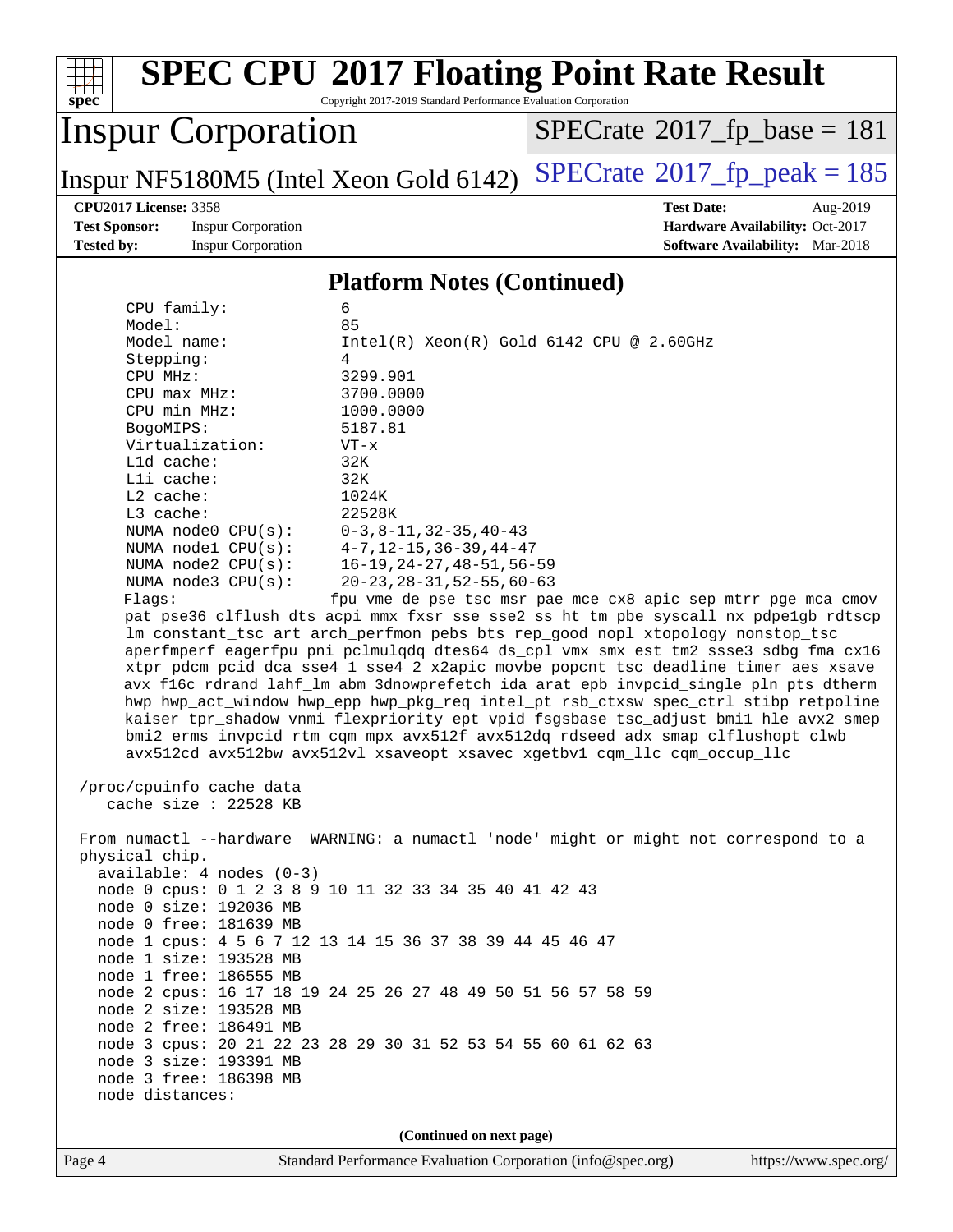## Platform Notes (Continued)

```
     CPU family:            6
     Model:                 85
     Model name:            Intel(R) Xeon(R) Gold 6142 CPU @ 2.60GHz
     Stepping:              4
     CPU MHz:               3299.901
     CPU max MHz:           3700.0000
     CPU min MHz:           1000.0000
     BogoMIPS:              5187.81
     Virtualization:        VT-x
     L1d cache:             32K
     L1i cache:             32K
     L2 cache:              1024K
     L3 cache:              22528K
     NUMA node0 CPU(s):     0-3,8-11,32-35,40-43
     NUMA node1 CPU(s):     4-7,12-15,36-39,44-47
     NUMA node2 CPU(s):     16-19,24-27,48-51,56-59
     NUMA node3 CPU(s):     20-23,28-31,52-55,60-63
     Flags:                fpu vme de pse tsc msr pae mce cx8 apic sep mtrr pge mca cmov
     pat pse36 clflush dts acpi mmx fxsr sse sse2 ss ht tm pbe syscall nx pdpe1gb rdtscp
     lm constant_tsc art arch_perfmon pebs bts rep_good nopl xtopology nonstop_tsc
     aperfmperf eagerfpu pni pclmulqdq dtes64 ds_cpl vmx smx est tm2 ssse3 sdbg fma cx16
     xtpr pdcm pcid dca sse4_1 sse4_2 x2apic movbe popcnt tsc_deadline_timer aes xsave
     avx f16c rdrand lahf_lm abm 3dnowprefetch ida arat epb invpcid_single pln pts dtherm
     hwp hwp_act_window hwp_epp hwp_pkg_req intel_pt rsb_ctxsw spec_ctrl stibp retpoline
     kaiser tpr_shadow vnmi flexpriority ept vpid fsgsbase tsc_adjust bmi1 hle avx2 smep
     bmi2 erms invpcid rtm cqm mpx avx512f avx512dq rdseed adx smap clflushopt clwb
     avx512cd avx512bw avx512vl xsaveopt xsavec xgetbv1 cqm_llc cqm_occup_llc

 /proc/cpuinfo cache data
    cache size : 22528 KB

 From numactl --hardware  WARNING: a numactl 'node' might or might not correspond to a
 physical chip.
   available: 4 nodes (0-3)
   node 0 cpus: 0 1 2 3 8 9 10 11 32 33 34 35 40 41 42 43
   node 0 size: 192036 MB
   node 0 free: 181639 MB
   node 1 cpus: 4 5 6 7 12 13 14 15 36 37 38 39 44 45 46 47
   node 1 size: 193528 MB
   node 1 free: 186555 MB
   node 2 cpus: 16 17 18 19 24 25 26 27 48 49 50 51 56 57 58 59
   node 2 size: 193528 MB
   node 2 free: 186491 MB
   node 3 cpus: 20 21 22 23 28 29 30 31 52 53 54 55 60 61 62 63
   node 3 size: 193391 MB
   node 3 free: 186398 MB
   node distances:
```

(Continued on next page)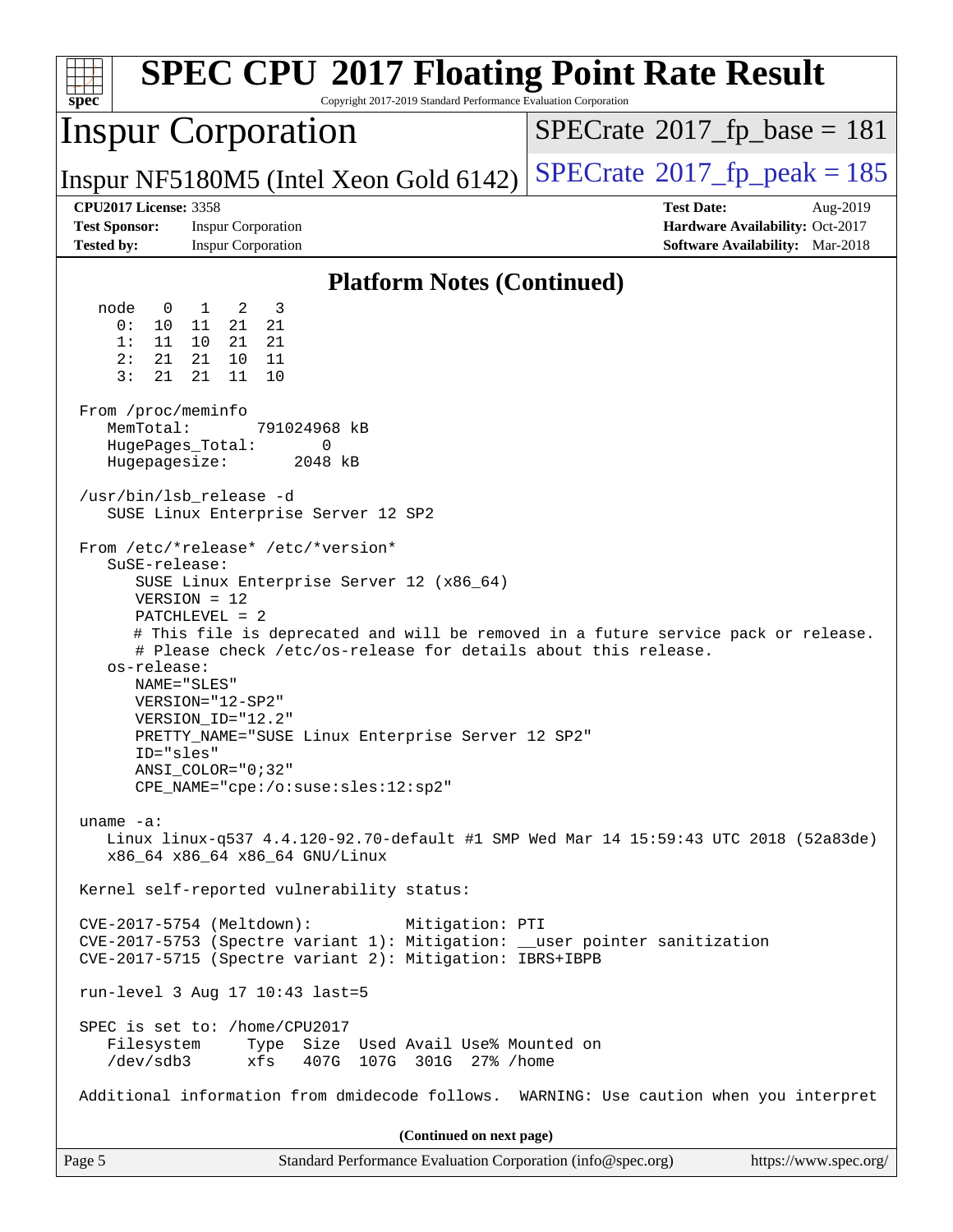## Platform Notes (Continued)

```
  node   0   1   2   3
    0:  10  11  21  21
    1:  11  10  21  21
    2:  21  21  10  11
    3:  21  21  11  10

 From /proc/meminfo
    MemTotal:       791024968 kB
    HugePages_Total:       0
    Hugepagesize:       2048 kB

 /usr/bin/lsb_release -d
    SUSE Linux Enterprise Server 12 SP2

 From /etc/*release* /etc/*version*
    SuSE-release:
       SUSE Linux Enterprise Server 12 (x86_64)
       VERSION = 12
       PATCHLEVEL = 2
       # This file is deprecated and will be removed in a future service pack or release.
       # Please check /etc/os-release for details about this release.
    os-release:
       NAME="SLES"
       VERSION="12-SP2"
       VERSION_ID="12.2"
       PRETTY_NAME="SUSE Linux Enterprise Server 12 SP2"
       ID="sles"
       ANSI_COLOR="0;32"
       CPE_NAME="cpe:/o:suse:sles:12:sp2"

 uname -a:
    Linux linux-q537 4.4.120-92.70-default #1 SMP Wed Mar 14 15:59:43 UTC 2018 (52a83de)
    x86_64 x86_64 x86_64 GNU/Linux

 Kernel self-reported vulnerability status:

 CVE-2017-5754 (Meltdown):          Mitigation: PTI
 CVE-2017-5753 (Spectre variant 1): Mitigation: __user pointer sanitization
 CVE-2017-5715 (Spectre variant 2): Mitigation: IBRS+IBPB

 run-level 3 Aug 17 10:43 last=5

 SPEC is set to: /home/CPU2017
    Filesystem     Type  Size  Used Avail Use% Mounted on
    /dev/sdb3      xfs   407G  107G  301G  27% /home

 Additional information from dmidecode follows.  WARNING: Use caution when you interpret
```

**(Continued on next page)**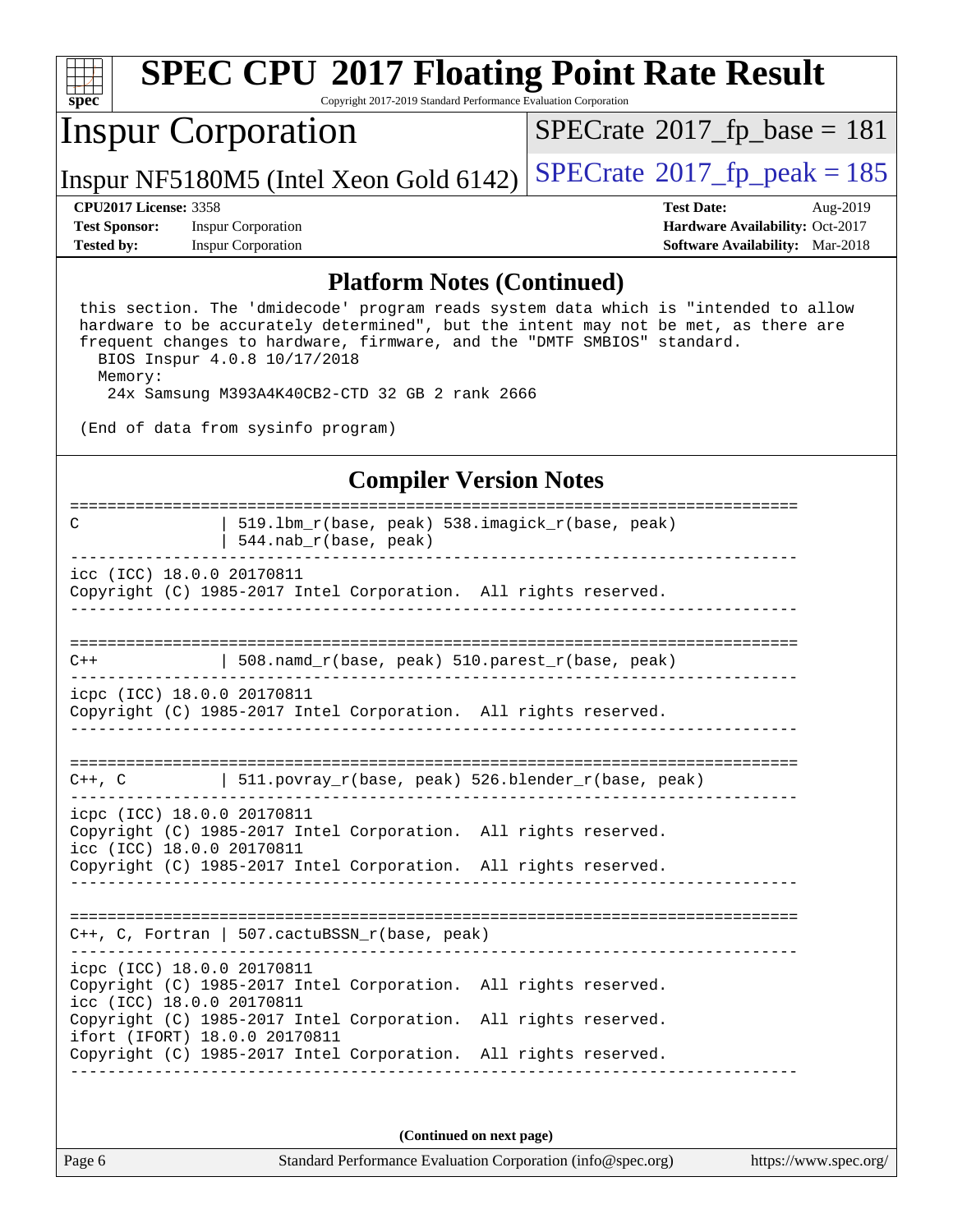# SPEC CPU 2017 Floating Point Rate Result

Copyright 2017-2019 Standard Performance Evaluation Corporation

## Inspur Corporation

Inspur NF5180M5 (Intel Xeon Gold 6142)

SPECrate 2017_fp_base = 181

SPECrate 2017_fp_peak = 185

**CPU2017 License:** 3358
**Test Sponsor:** Inspur Corporation
**Tested by:** Inspur Corporation

**Test Date:** Aug-2019
**Hardware Availability:** Oct-2017
**Software Availability:** Mar-2018

## Platform Notes (Continued)

```
 this section. The 'dmidecode' program reads system data which is "intended to allow
 hardware to be accurately determined", but the intent may not be met, as there are
 frequent changes to hardware, firmware, and the "DMTF SMBIOS" standard.
   BIOS Inspur 4.0.8 10/17/2018
   Memory:
    24x Samsung M393A4K40CB2-CTD 32 GB 2 rank 2666

 (End of data from sysinfo program)
```

## Compiler Version Notes

```
==============================================================================
C               | 519.lbm_r(base, peak) 538.imagick_r(base, peak)
                | 544.nab_r(base, peak)
------------------------------------------------------------------------------
icc (ICC) 18.0.0 20170811
Copyright (C) 1985-2017 Intel Corporation.  All rights reserved.
------------------------------------------------------------------------------

==============================================================================
C++             | 508.namd_r(base, peak) 510.parest_r(base, peak)
------------------------------------------------------------------------------
icpc (ICC) 18.0.0 20170811
Copyright (C) 1985-2017 Intel Corporation.  All rights reserved.
------------------------------------------------------------------------------

==============================================================================
C++, C          | 511.povray_r(base, peak) 526.blender_r(base, peak)
------------------------------------------------------------------------------
icpc (ICC) 18.0.0 20170811
Copyright (C) 1985-2017 Intel Corporation.  All rights reserved.
icc (ICC) 18.0.0 20170811
Copyright (C) 1985-2017 Intel Corporation.  All rights reserved.
------------------------------------------------------------------------------

==============================================================================
C++, C, Fortran | 507.cactuBSSN_r(base, peak)
------------------------------------------------------------------------------
icpc (ICC) 18.0.0 20170811
Copyright (C) 1985-2017 Intel Corporation.  All rights reserved.
icc (ICC) 18.0.0 20170811
Copyright (C) 1985-2017 Intel Corporation.  All rights reserved.
ifort (IFORT) 18.0.0 20170811
Copyright (C) 1985-2017 Intel Corporation.  All rights reserved.
------------------------------------------------------------------------------
```

**(Continued on next page)**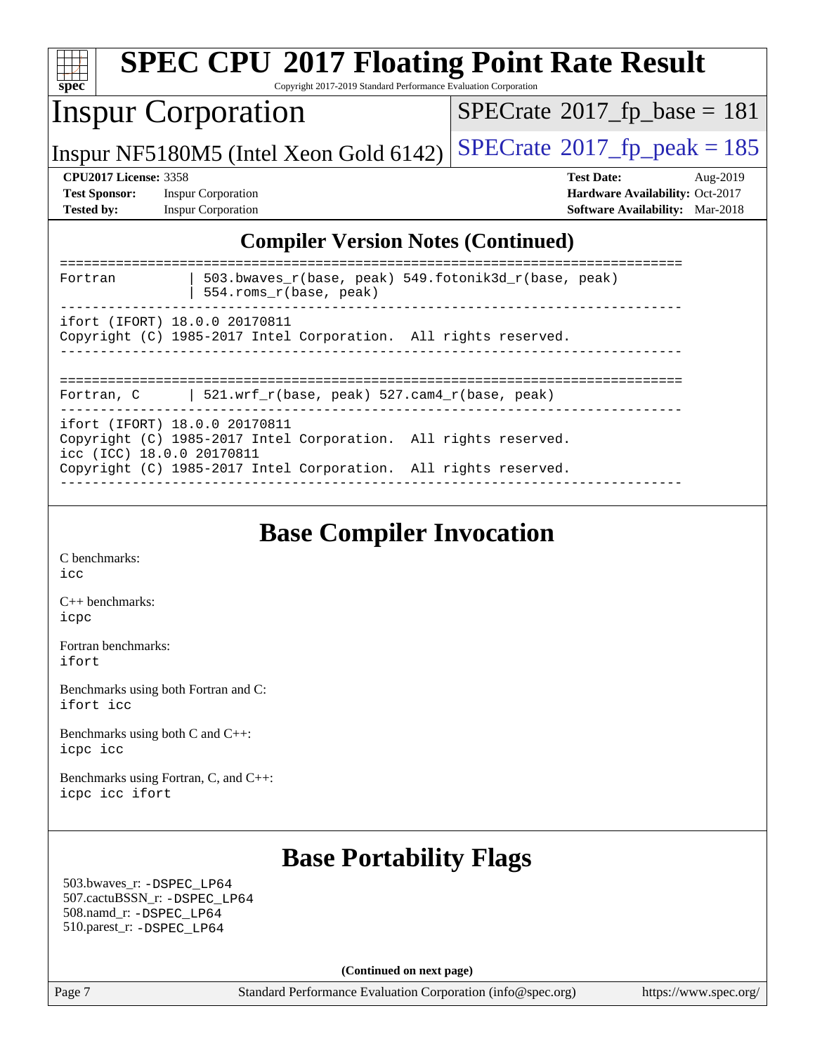## Compiler Version Notes (Continued)

```
==============================================================================
Fortran          | 503.bwaves_r(base, peak) 549.fotonik3d_r(base, peak)
                 | 554.roms_r(base, peak)
------------------------------------------------------------------------------
ifort (IFORT) 18.0.0 20170811
Copyright (C) 1985-2017 Intel Corporation.  All rights reserved.
------------------------------------------------------------------------------

==============================================================================
Fortran, C       | 521.wrf_r(base, peak) 527.cam4_r(base, peak)
------------------------------------------------------------------------------
ifort (IFORT) 18.0.0 20170811
Copyright (C) 1985-2017 Intel Corporation.  All rights reserved.
icc (ICC) 18.0.0 20170811
Copyright (C) 1985-2017 Intel Corporation.  All rights reserved.
------------------------------------------------------------------------------
```

## Base Compiler Invocation

C benchmarks:
`icc`

C++ benchmarks:
`icpc`

Fortran benchmarks:
`ifort`

Benchmarks using both Fortran and C:
`ifort icc`

Benchmarks using both C and C++:
`icpc icc`

Benchmarks using Fortran, C, and C++:
`icpc icc ifort`

## Base Portability Flags

503.bwaves_r: `-DSPEC_LP64`
507.cactuBSSN_r: `-DSPEC_LP64`
508.namd_r: `-DSPEC_LP64`
510.parest_r: `-DSPEC_LP64`

**(Continued on next page)**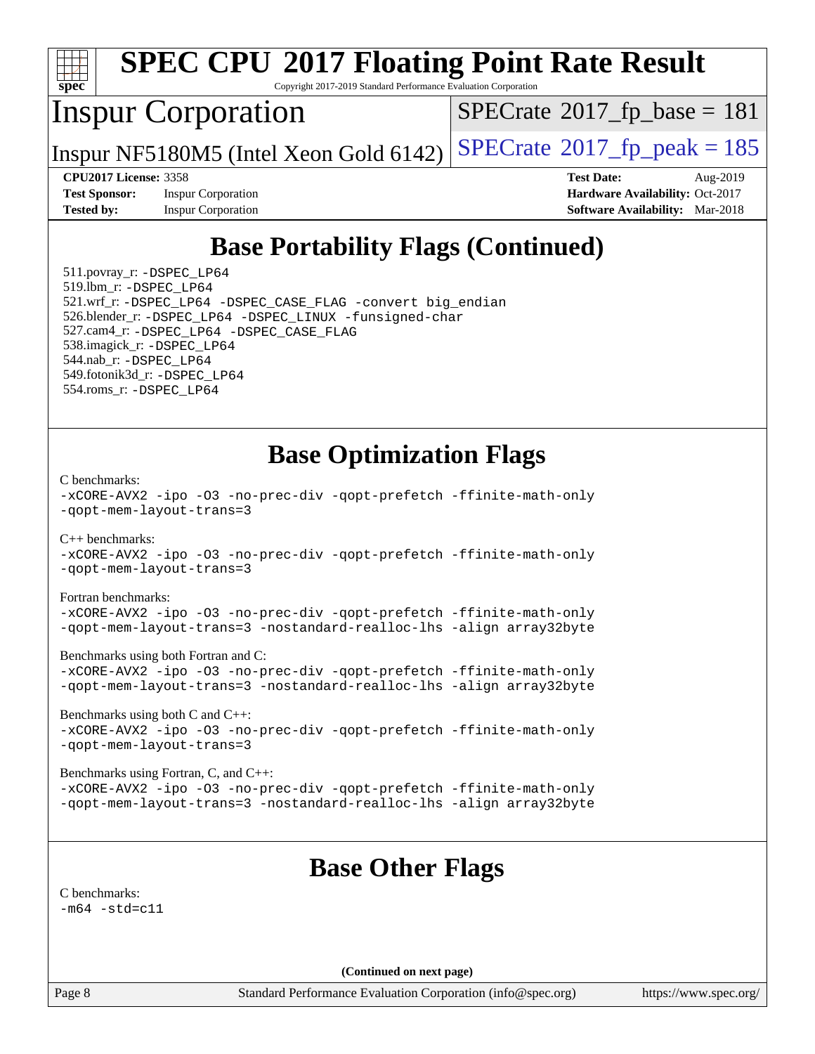# SPEC CPU 2017 Floating Point Rate Result

Copyright 2017-2019 Standard Performance Evaluation Corporation

## Inspur Corporation

Inspur NF5180M5 (Intel Xeon Gold 6142)

SPECrate 2017_fp_base = 181

SPECrate 2017_fp_peak = 185

**CPU2017 License:** 3358
**Test Sponsor:** Inspur Corporation
**Tested by:** Inspur Corporation

**Test Date:** Aug-2019
**Hardware Availability:** Oct-2017
**Software Availability:** Mar-2018

## Base Portability Flags (Continued)

511.povray_r: -DSPEC_LP64
519.lbm_r: -DSPEC_LP64
521.wrf_r: -DSPEC_LP64 -DSPEC_CASE_FLAG -convert big_endian
526.blender_r: -DSPEC_LP64 -DSPEC_LINUX -funsigned-char
527.cam4_r: -DSPEC_LP64 -DSPEC_CASE_FLAG
538.imagick_r: -DSPEC_LP64
544.nab_r: -DSPEC_LP64
549.fotonik3d_r: -DSPEC_LP64
554.roms_r: -DSPEC_LP64

## Base Optimization Flags

C benchmarks:
-xCORE-AVX2 -ipo -O3 -no-prec-div -qopt-prefetch -ffinite-math-only
-qopt-mem-layout-trans=3

C++ benchmarks:
-xCORE-AVX2 -ipo -O3 -no-prec-div -qopt-prefetch -ffinite-math-only
-qopt-mem-layout-trans=3

Fortran benchmarks:
-xCORE-AVX2 -ipo -O3 -no-prec-div -qopt-prefetch -ffinite-math-only
-qopt-mem-layout-trans=3 -nostandard-realloc-lhs -align array32byte

Benchmarks using both Fortran and C:
-xCORE-AVX2 -ipo -O3 -no-prec-div -qopt-prefetch -ffinite-math-only
-qopt-mem-layout-trans=3 -nostandard-realloc-lhs -align array32byte

Benchmarks using both C and C++:
-xCORE-AVX2 -ipo -O3 -no-prec-div -qopt-prefetch -ffinite-math-only
-qopt-mem-layout-trans=3

Benchmarks using Fortran, C, and C++:
-xCORE-AVX2 -ipo -O3 -no-prec-div -qopt-prefetch -ffinite-math-only
-qopt-mem-layout-trans=3 -nostandard-realloc-lhs -align array32byte

## Base Other Flags

C benchmarks:
-m64 -std=c11

**(Continued on next page)**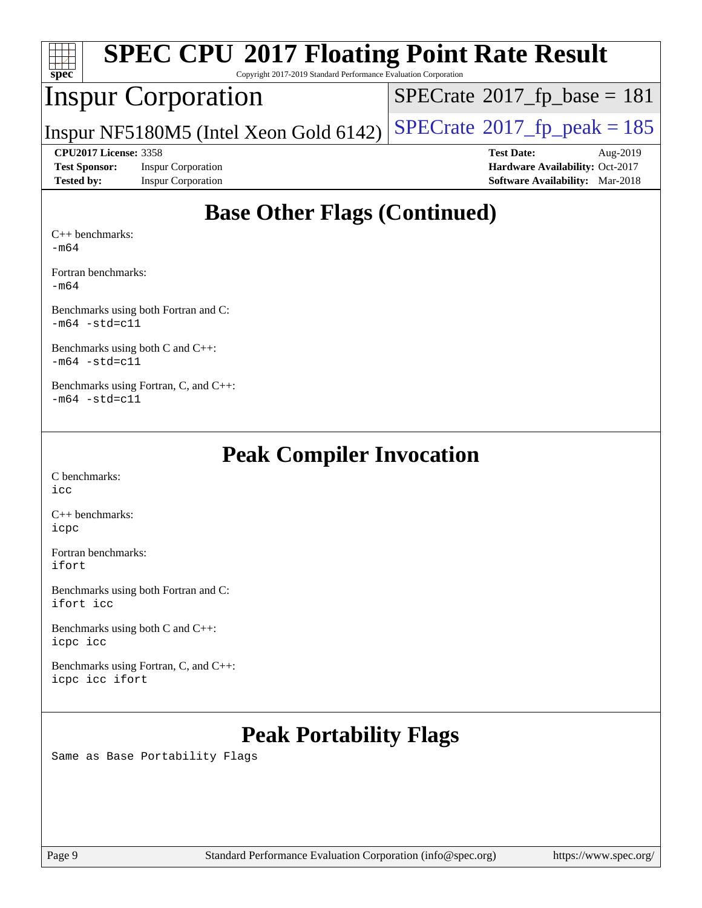## Base Other Flags (Continued)

C++ benchmarks:
`-m64`

Fortran benchmarks:
`-m64`

Benchmarks using both Fortran and C:
`-m64 -std=c11`

Benchmarks using both C and C++:
`-m64 -std=c11`

Benchmarks using Fortran, C, and C++:
`-m64 -std=c11`

## Peak Compiler Invocation

C benchmarks:
`icc`

C++ benchmarks:
`icpc`

Fortran benchmarks:
`ifort`

Benchmarks using both Fortran and C:
`ifort icc`

Benchmarks using both C and C++:
`icpc icc`

Benchmarks using Fortran, C, and C++:
`icpc icc ifort`

## Peak Portability Flags

Same as Base Portability Flags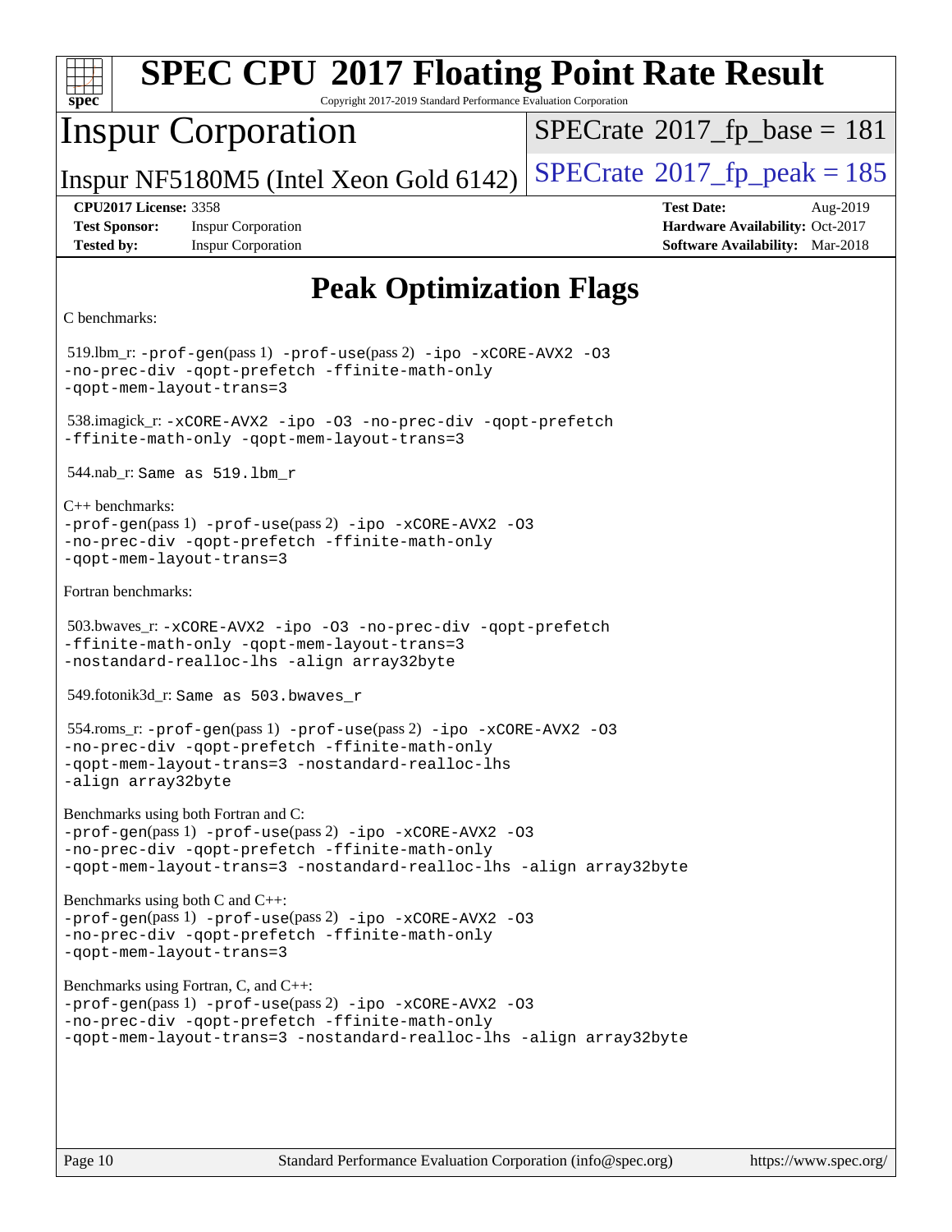# SPEC CPU 2017 Floating Point Rate Result

Copyright 2017-2019 Standard Performance Evaluation Corporation

## Inspur Corporation

Inspur NF5180M5 (Intel Xeon Gold 6142)

SPECrate 2017_fp_base = 181

SPECrate 2017_fp_peak = 185

**CPU2017 License:** 3358
**Test Sponsor:** Inspur Corporation
**Tested by:** Inspur Corporation

**Test Date:** Aug-2019
**Hardware Availability:** Oct-2017
**Software Availability:** Mar-2018

## Peak Optimization Flags

C benchmarks:

519.lbm_r: `-prof-gen`(pass 1) `-prof-use`(pass 2) `-ipo -xCORE-AVX2 -O3 -no-prec-div -qopt-prefetch -ffinite-math-only -qopt-mem-layout-trans=3`

538.imagick_r: `-xCORE-AVX2 -ipo -O3 -no-prec-div -qopt-prefetch -ffinite-math-only -qopt-mem-layout-trans=3`

544.nab_r: `Same as 519.lbm_r`

C++ benchmarks:

`-prof-gen`(pass 1) `-prof-use`(pass 2) `-ipo -xCORE-AVX2 -O3 -no-prec-div -qopt-prefetch -ffinite-math-only -qopt-mem-layout-trans=3`

Fortran benchmarks:

503.bwaves_r: `-xCORE-AVX2 -ipo -O3 -no-prec-div -qopt-prefetch -ffinite-math-only -qopt-mem-layout-trans=3 -nostandard-realloc-lhs -align array32byte`

549.fotonik3d_r: `Same as 503.bwaves_r`

554.roms_r: `-prof-gen`(pass 1) `-prof-use`(pass 2) `-ipo -xCORE-AVX2 -O3 -no-prec-div -qopt-prefetch -ffinite-math-only -qopt-mem-layout-trans=3 -nostandard-realloc-lhs -align array32byte`

Benchmarks using both Fortran and C:

`-prof-gen`(pass 1) `-prof-use`(pass 2) `-ipo -xCORE-AVX2 -O3 -no-prec-div -qopt-prefetch -ffinite-math-only -qopt-mem-layout-trans=3 -nostandard-realloc-lhs -align array32byte`

Benchmarks using both C and C++:

`-prof-gen`(pass 1) `-prof-use`(pass 2) `-ipo -xCORE-AVX2 -O3 -no-prec-div -qopt-prefetch -ffinite-math-only -qopt-mem-layout-trans=3`

Benchmarks using Fortran, C, and C++:

`-prof-gen`(pass 1) `-prof-use`(pass 2) `-ipo -xCORE-AVX2 -O3 -no-prec-div -qopt-prefetch -ffinite-math-only -qopt-mem-layout-trans=3 -nostandard-realloc-lhs -align array32byte`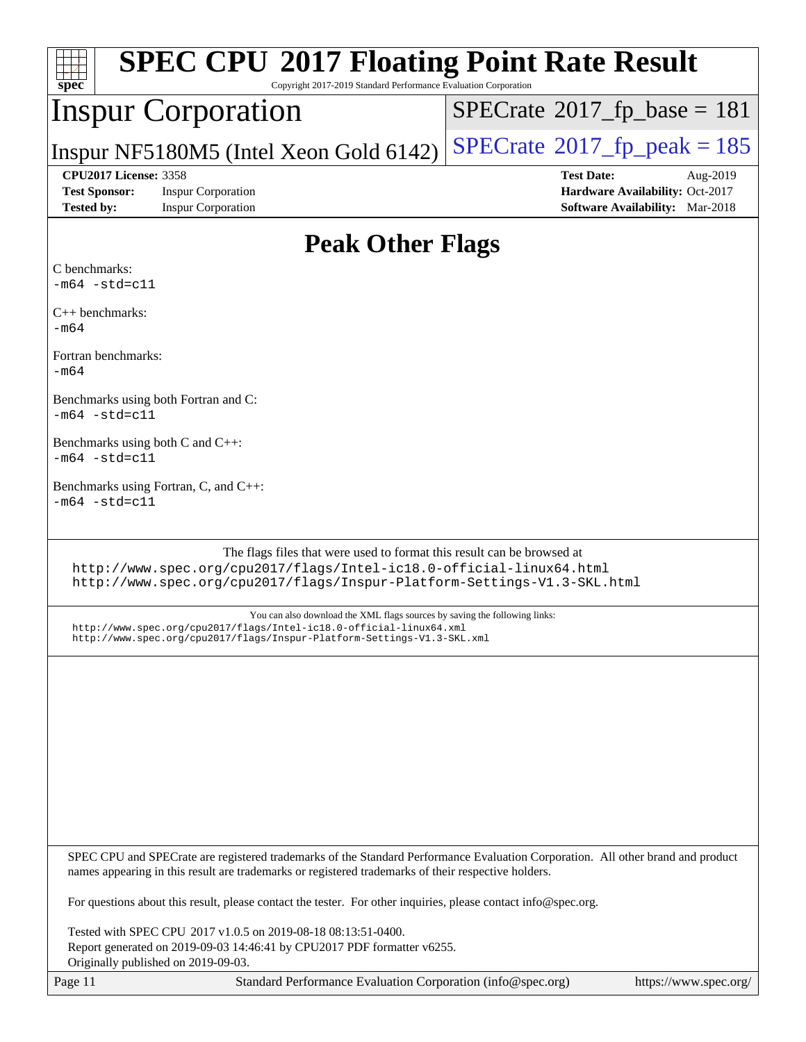# SPEC CPU 2017 Floating Point Rate Result

Copyright 2017-2019 Standard Performance Evaluation Corporation

## Inspur Corporation

Inspur NF5180M5 (Intel Xeon Gold 6142)

SPECrate 2017_fp_base = 181

SPECrate 2017_fp_peak = 185

**CPU2017 License:** 3358
**Test Sponsor:** Inspur Corporation
**Tested by:** Inspur Corporation

**Test Date:** Aug-2019
**Hardware Availability:** Oct-2017
**Software Availability:** Mar-2018

## Peak Other Flags

C benchmarks:
-m64 -std=c11

C++ benchmarks:
-m64

Fortran benchmarks:
-m64

Benchmarks using both Fortran and C:
-m64 -std=c11

Benchmarks using both C and C++:
-m64 -std=c11

Benchmarks using Fortran, C, and C++:
-m64 -std=c11

The flags files that were used to format this result can be browsed at
http://www.spec.org/cpu2017/flags/Intel-ic18.0-official-linux64.html
http://www.spec.org/cpu2017/flags/Inspur-Platform-Settings-V1.3-SKL.html

You can also download the XML flags sources by saving the following links:
http://www.spec.org/cpu2017/flags/Intel-ic18.0-official-linux64.xml
http://www.spec.org/cpu2017/flags/Inspur-Platform-Settings-V1.3-SKL.xml

SPEC CPU and SPECrate are registered trademarks of the Standard Performance Evaluation Corporation. All other brand and product names appearing in this result are trademarks or registered trademarks of their respective holders.

For questions about this result, please contact the tester. For other inquiries, please contact info@spec.org.

Tested with SPEC CPU 2017 v1.0.5 on 2019-08-18 08:13:51-0400.
Report generated on 2019-09-03 14:46:41 by CPU2017 PDF formatter v6255.
Originally published on 2019-09-03.